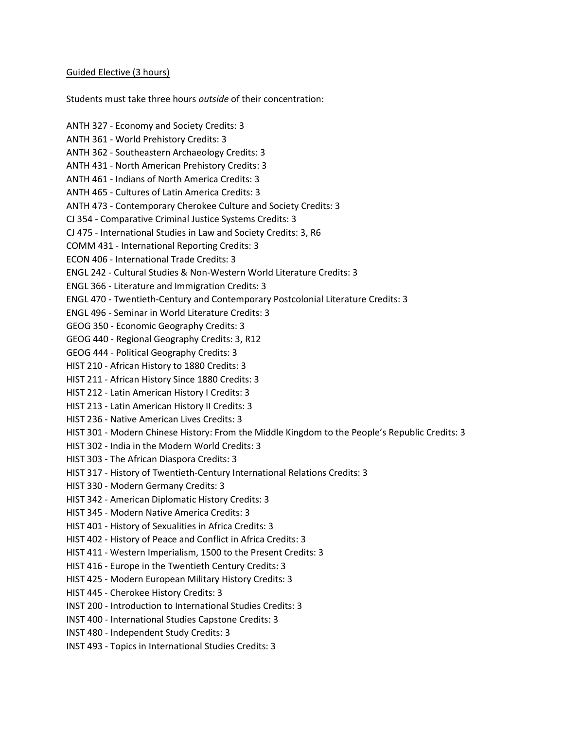<u>Guided Elective (3 hours)</u>

Students must take three hours *outside* of their concentration:

ANTH 327 - Economy and Society Credits: 3
ANTH 361 - World Prehistory Credits: 3
ANTH 362 - Southeastern Archaeology Credits: 3
ANTH 431 - North American Prehistory Credits: 3
ANTH 461 - Indians of North America Credits: 3
ANTH 465 - Cultures of Latin America Credits: 3
ANTH 473 - Contemporary Cherokee Culture and Society Credits: 3
CJ 354 - Comparative Criminal Justice Systems Credits: 3
CJ 475 - International Studies in Law and Society Credits: 3, R6
COMM 431 - International Reporting Credits: 3
ECON 406 - International Trade Credits: 3
ENGL 242 - Cultural Studies & Non-Western World Literature Credits: 3
ENGL 366 - Literature and Immigration Credits: 3
ENGL 470 - Twentieth-Century and Contemporary Postcolonial Literature Credits: 3
ENGL 496 - Seminar in World Literature Credits: 3
GEOG 350 - Economic Geography Credits: 3
GEOG 440 - Regional Geography Credits: 3, R12
GEOG 444 - Political Geography Credits: 3
HIST 210 - African History to 1880 Credits: 3
HIST 211 - African History Since 1880 Credits: 3
HIST 212 - Latin American History I Credits: 3
HIST 213 - Latin American History II Credits: 3
HIST 236 - Native American Lives Credits: 3
HIST 301 - Modern Chinese History: From the Middle Kingdom to the People's Republic Credits: 3
HIST 302 - India in the Modern World Credits: 3
HIST 303 - The African Diaspora Credits: 3
HIST 317 - History of Twentieth-Century International Relations Credits: 3
HIST 330 - Modern Germany Credits: 3
HIST 342 - American Diplomatic History Credits: 3
HIST 345 - Modern Native America Credits: 3
HIST 401 - History of Sexualities in Africa Credits: 3
HIST 402 - History of Peace and Conflict in Africa Credits: 3
HIST 411 - Western Imperialism, 1500 to the Present Credits: 3
HIST 416 - Europe in the Twentieth Century Credits: 3
HIST 425 - Modern European Military History Credits: 3
HIST 445 - Cherokee History Credits: 3
INST 200 - Introduction to International Studies Credits: 3
INST 400 - International Studies Capstone Credits: 3
INST 480 - Independent Study Credits: 3
INST 493 - Topics in International Studies Credits: 3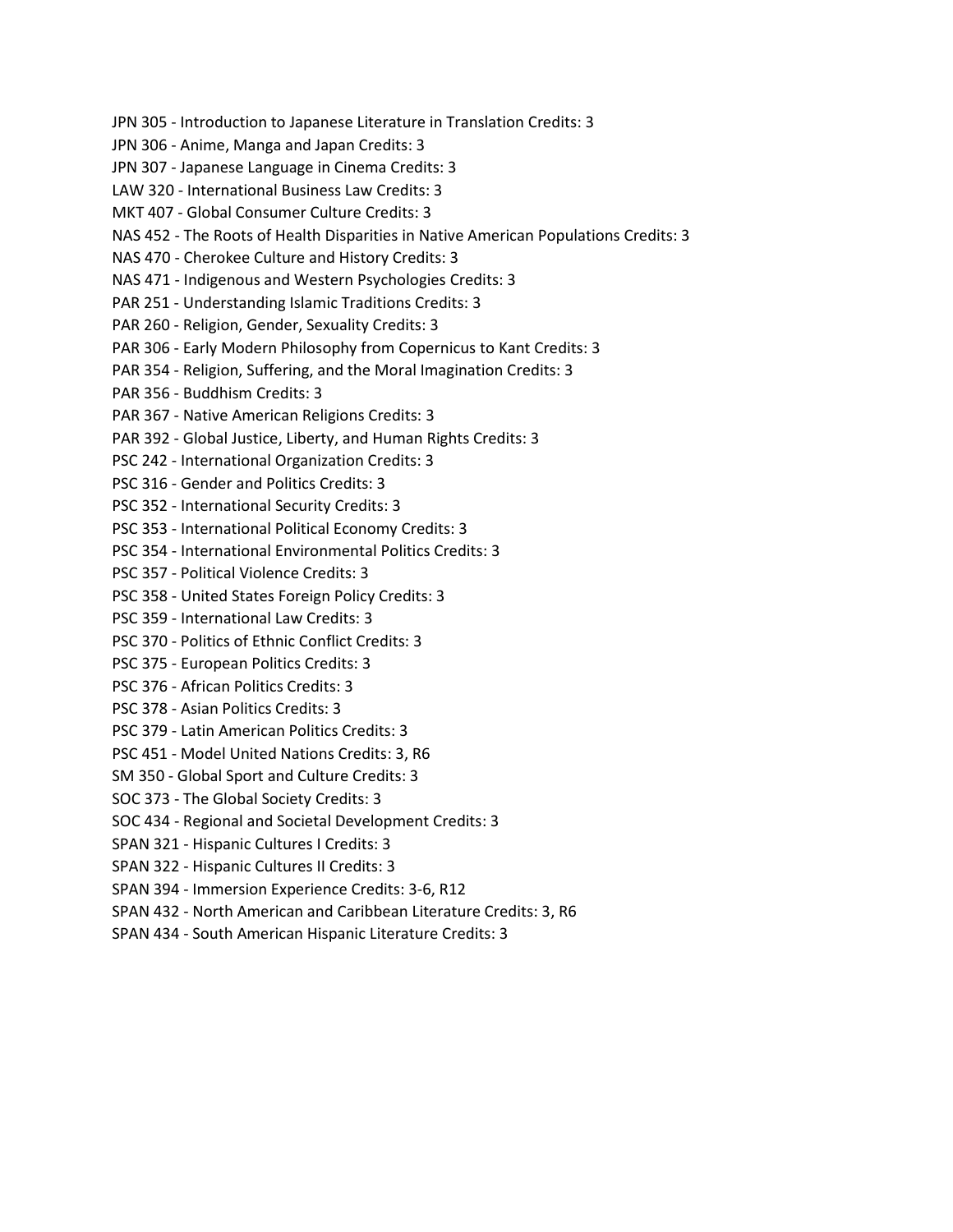JPN 305 - Introduction to Japanese Literature in Translation Credits: 3

JPN 306 - Anime, Manga and Japan Credits: 3

JPN 307 - Japanese Language in Cinema Credits: 3

LAW 320 - International Business Law Credits: 3

MKT 407 - Global Consumer Culture Credits: 3

NAS 452 - The Roots of Health Disparities in Native American Populations Credits: 3

NAS 470 - Cherokee Culture and History Credits: 3

NAS 471 - Indigenous and Western Psychologies Credits: 3

PAR 251 - Understanding Islamic Traditions Credits: 3

PAR 260 - Religion, Gender, Sexuality Credits: 3

PAR 306 - Early Modern Philosophy from Copernicus to Kant Credits: 3

PAR 354 - Religion, Suffering, and the Moral Imagination Credits: 3

PAR 356 - Buddhism Credits: 3

PAR 367 - Native American Religions Credits: 3

PAR 392 - Global Justice, Liberty, and Human Rights Credits: 3

PSC 242 - International Organization Credits: 3

PSC 316 - Gender and Politics Credits: 3

PSC 352 - International Security Credits: 3

PSC 353 - International Political Economy Credits: 3

PSC 354 - International Environmental Politics Credits: 3

PSC 357 - Political Violence Credits: 3

PSC 358 - United States Foreign Policy Credits: 3

PSC 359 - International Law Credits: 3

PSC 370 - Politics of Ethnic Conflict Credits: 3

PSC 375 - European Politics Credits: 3

PSC 376 - African Politics Credits: 3

PSC 378 - Asian Politics Credits: 3

PSC 379 - Latin American Politics Credits: 3

PSC 451 - Model United Nations Credits: 3, R6

SM 350 - Global Sport and Culture Credits: 3

SOC 373 - The Global Society Credits: 3

SOC 434 - Regional and Societal Development Credits: 3

SPAN 321 - Hispanic Cultures I Credits: 3

SPAN 322 - Hispanic Cultures II Credits: 3

SPAN 394 - Immersion Experience Credits: 3-6, R12

SPAN 432 - North American and Caribbean Literature Credits: 3, R6

SPAN 434 - South American Hispanic Literature Credits: 3